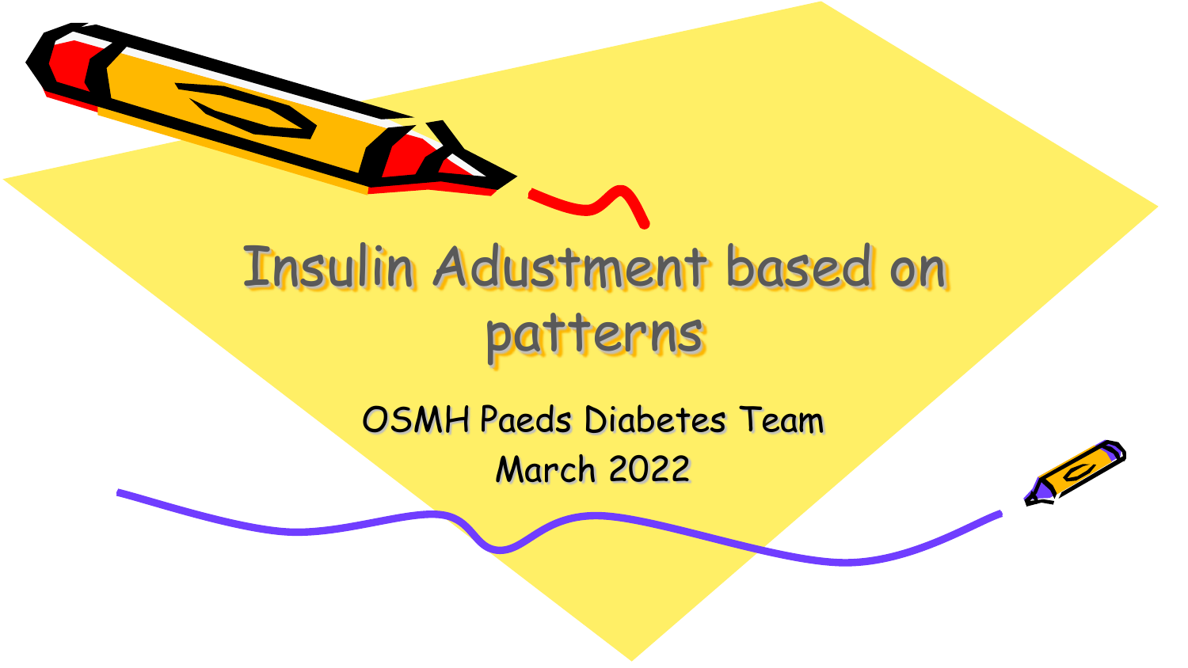# Insulin Adustment based on patterns

OSMH Paeds Diabetes Team

March 2022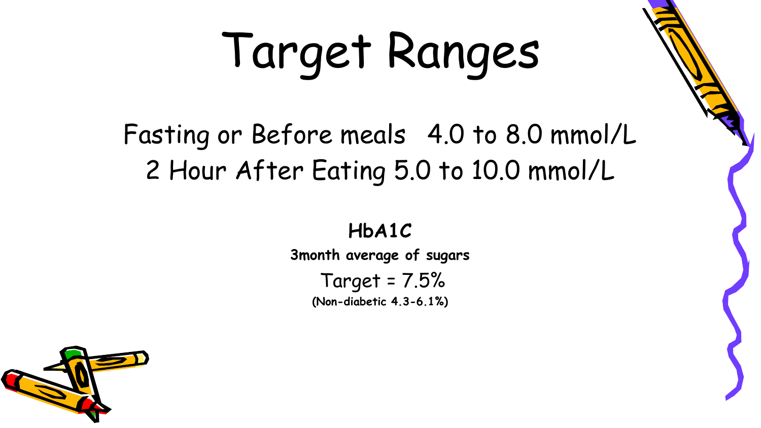# Target Ranges

Fasting or Before meals 4.0 to 8.0 mmol/L

2 Hour After Eating 5.0 to 10.0 mmol/L

**HbA1C**

**3month average of sugars**

Target = 7.5%

**(Non-diabetic 4.3-6.1%)**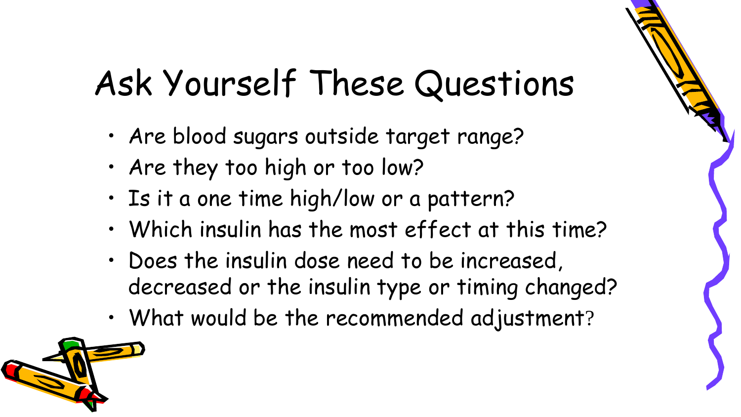# Ask Yourself These Questions

- Are blood sugars outside target range?
- Are they too high or too low?
- Is it a one time high/low or a pattern?
- Which insulin has the most effect at this time?
- Does the insulin dose need to be increased, decreased or the insulin type or timing changed?
- What would be the recommended adjustment?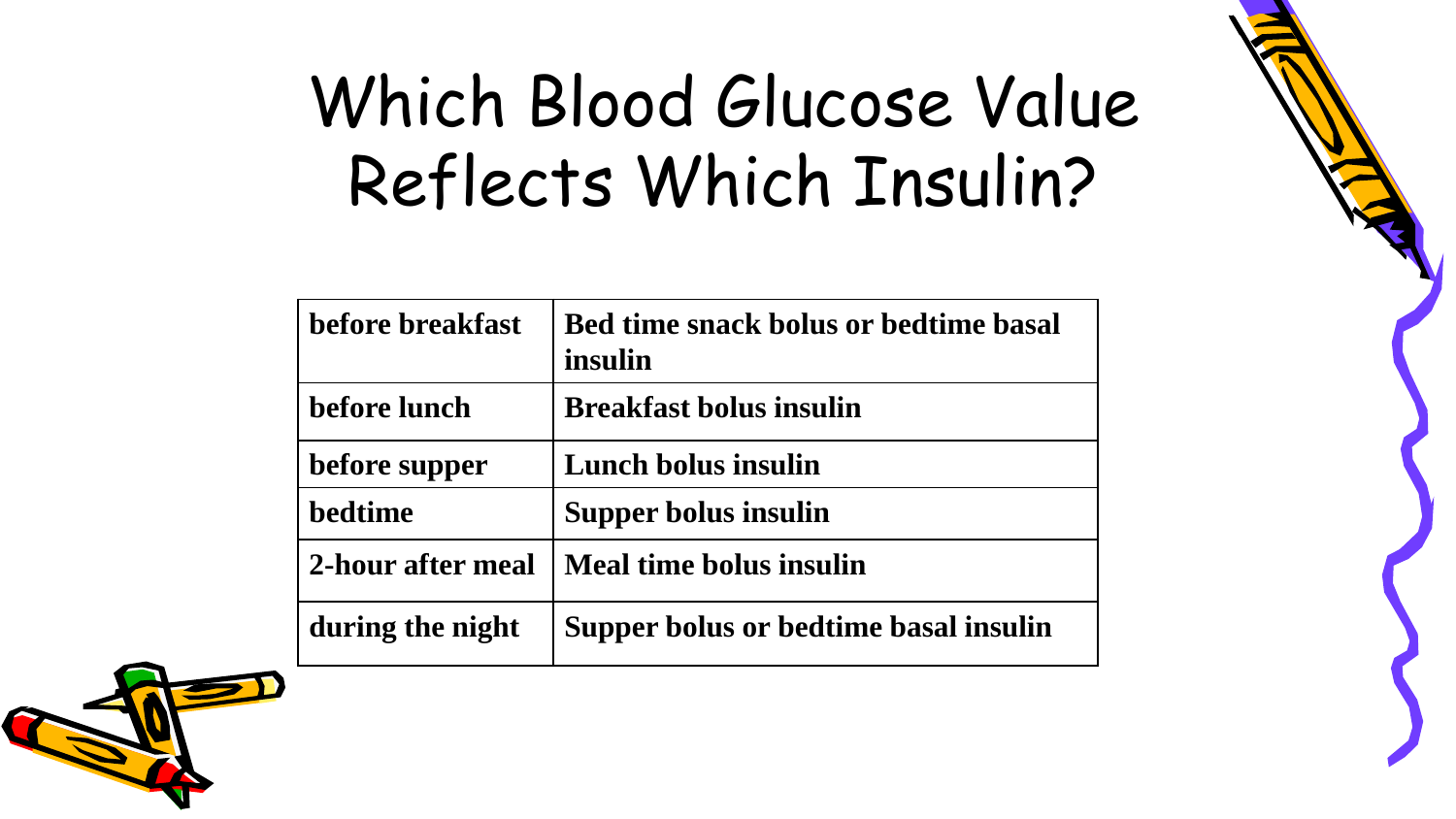# Which Blood Glucose Value Reflects Which Insulin?

| | |
|---|---|
| **before breakfast** | **Bed time snack bolus or bedtime basal insulin** |
| **before lunch** | **Breakfast bolus insulin** |
| **before supper** | **Lunch bolus insulin** |
| **bedtime** | **Supper bolus insulin** |
| **2-hour after meal** | **Meal time bolus insulin** |
| **during the night** | **Supper bolus or bedtime basal insulin** |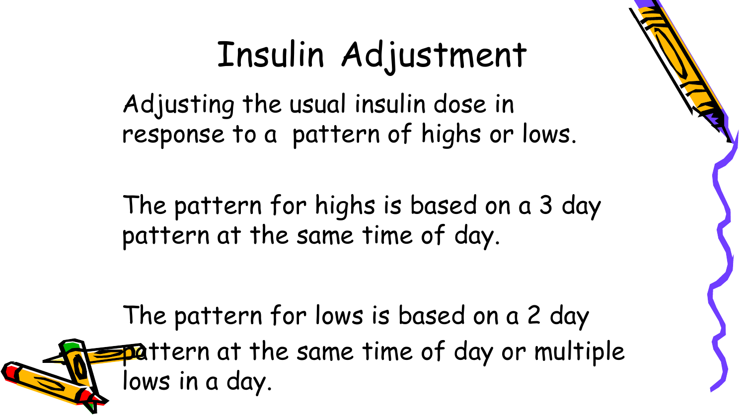# Insulin Adjustment

Adjusting the usual insulin dose in response to a pattern of highs or lows.

The pattern for highs is based on a 3 day pattern at the same time of day.

The pattern for lows is based on a 2 day pattern at the same time of day or multiple lows in a day.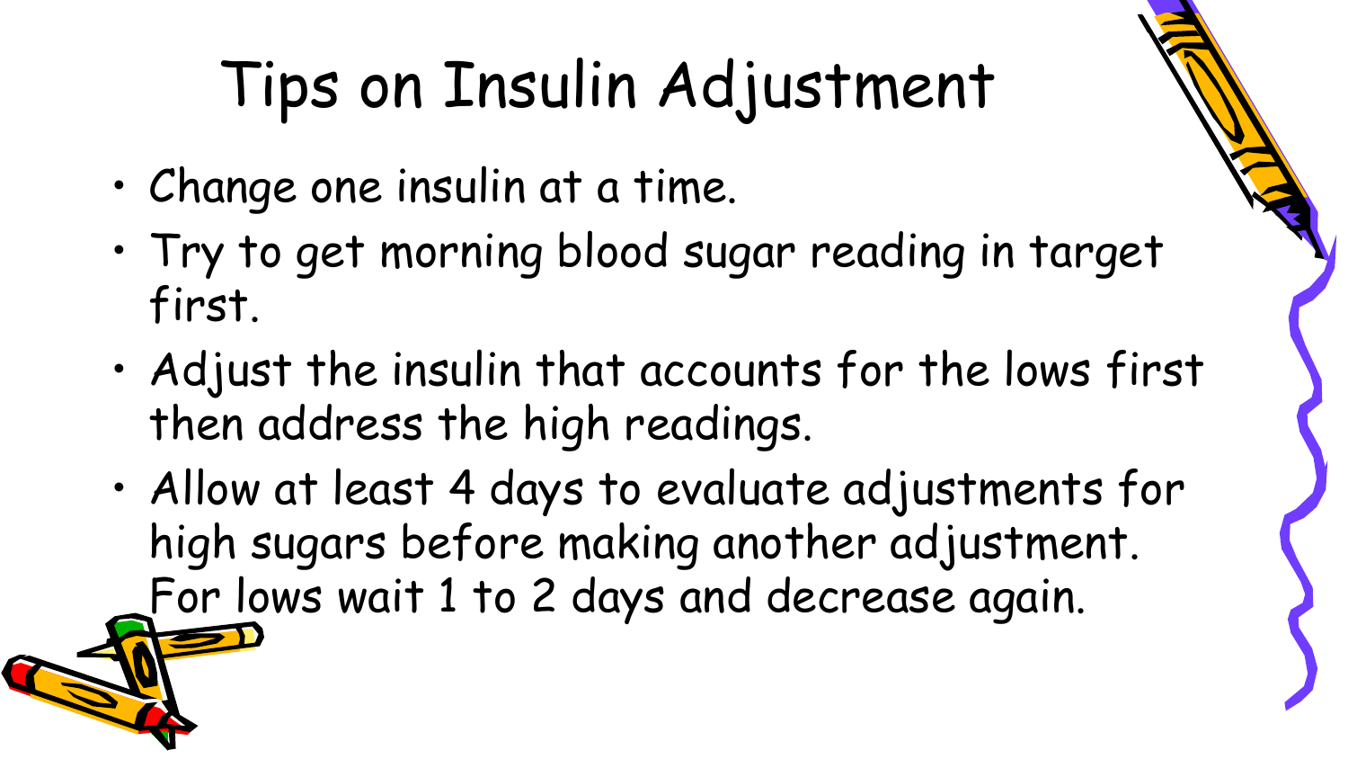# Tips on Insulin Adjustment

- Change one insulin at a time.
- Try to get morning blood sugar reading in target first.
- Adjust the insulin that accounts for the lows first then address the high readings.
- Allow at least 4 days to evaluate adjustments for high sugars before making another adjustment. For lows wait 1 to 2 days and decrease again.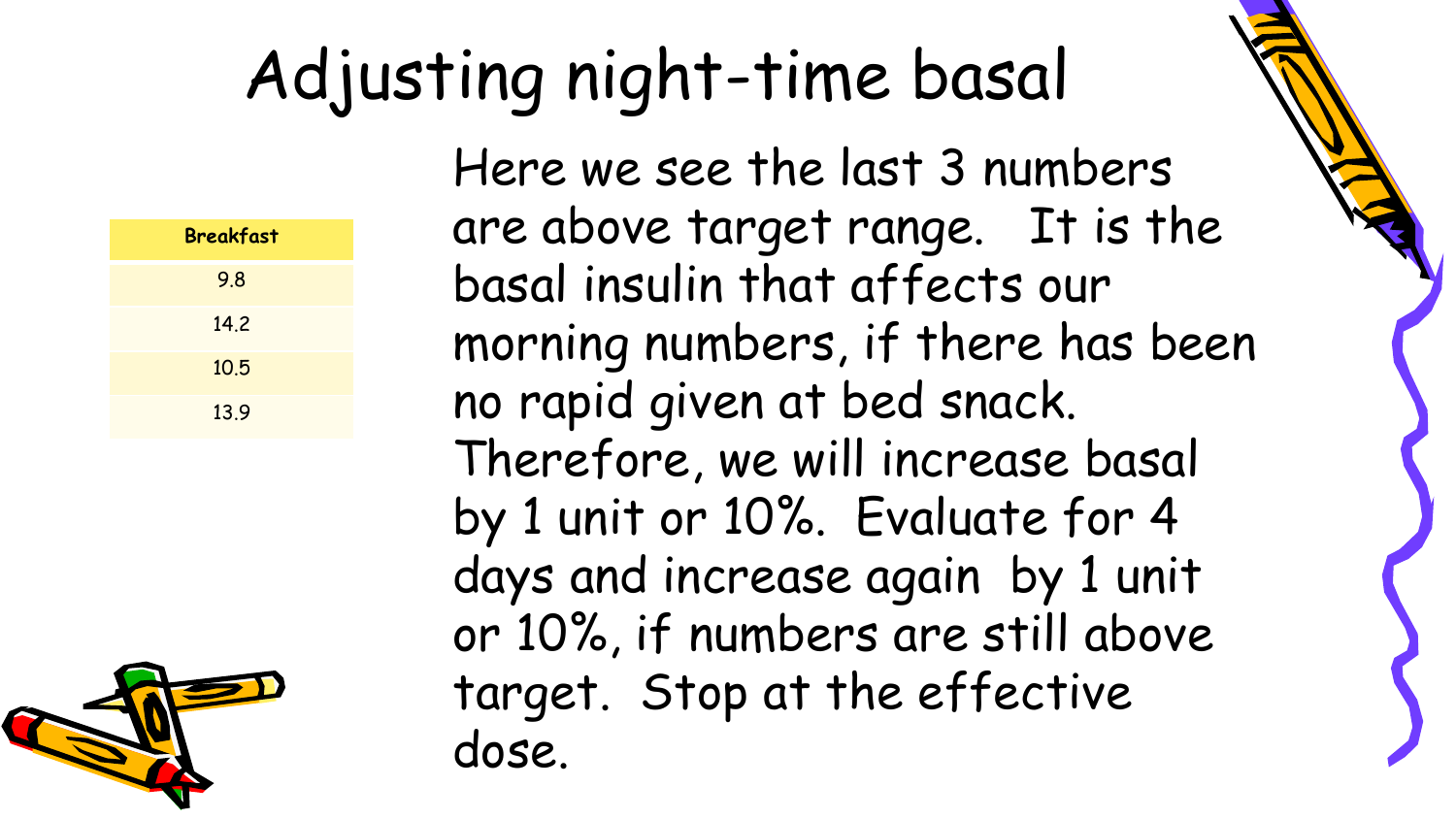# Adjusting night-time basal

| Breakfast |
| --- |
| 9.8 |
| 14.2 |
| 10.5 |
| 13.9 |

Here we see the last 3 numbers are above target range. It is the basal insulin that affects our morning numbers, if there has been no rapid given at bed snack. Therefore, we will increase basal by 1 unit or 10%. Evaluate for 4 days and increase again by 1 unit or 10%, if numbers are still above target. Stop at the effective dose.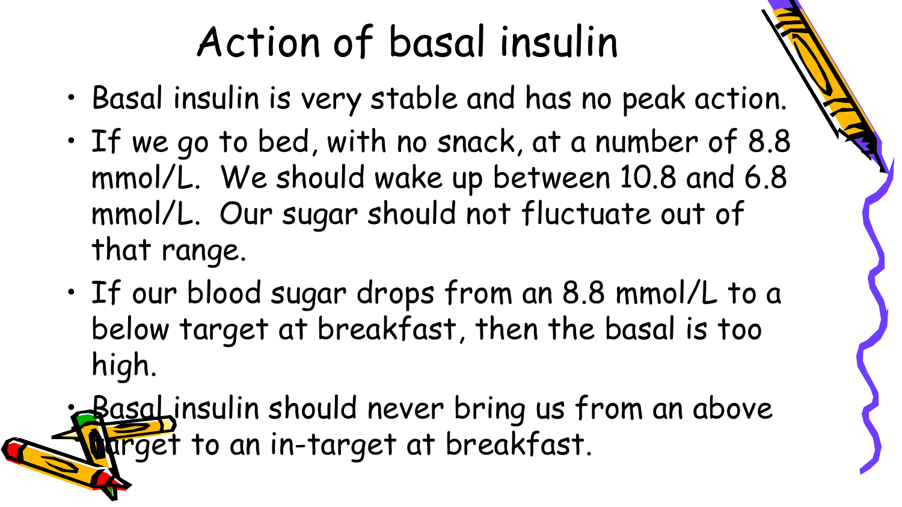# Action of basal insulin

- Basal insulin is very stable and has no peak action.
- If we go to bed, with no snack, at a number of 8.8 mmol/L. We should wake up between 10.8 and 6.8 mmol/L. Our sugar should not fluctuate out of that range.
- If our blood sugar drops from an 8.8 mmol/L to a below target at breakfast, then the basal is too high.
- Basal insulin should never bring us from an above target to an in-target at breakfast.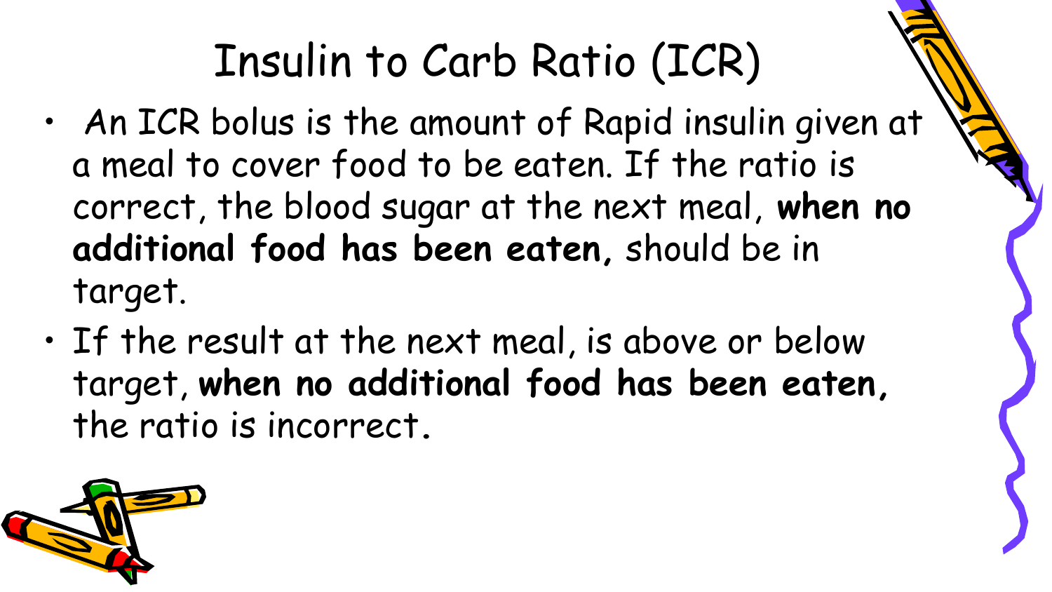# Insulin to Carb Ratio (ICR)

- An ICR bolus is the amount of Rapid insulin given at a meal to cover food to be eaten. If the ratio is correct, the blood sugar at the next meal, **when no additional food has been eaten,** should be in target.
- If the result at the next meal, is above or below target, **when no additional food has been eaten,** the ratio is incorrect.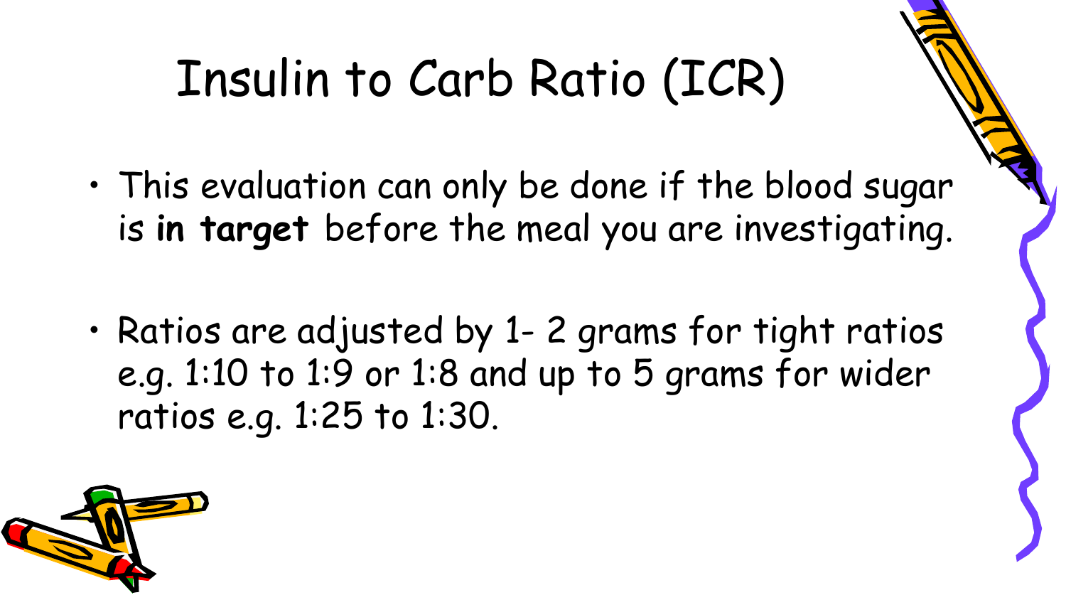# Insulin to Carb Ratio (ICR)

- This evaluation can only be done if the blood sugar is **in target** before the meal you are investigating.
- Ratios are adjusted by 1- 2 grams for tight ratios e.g. 1:10 to 1:9 or 1:8 and up to 5 grams for wider ratios e.g. 1:25 to 1:30.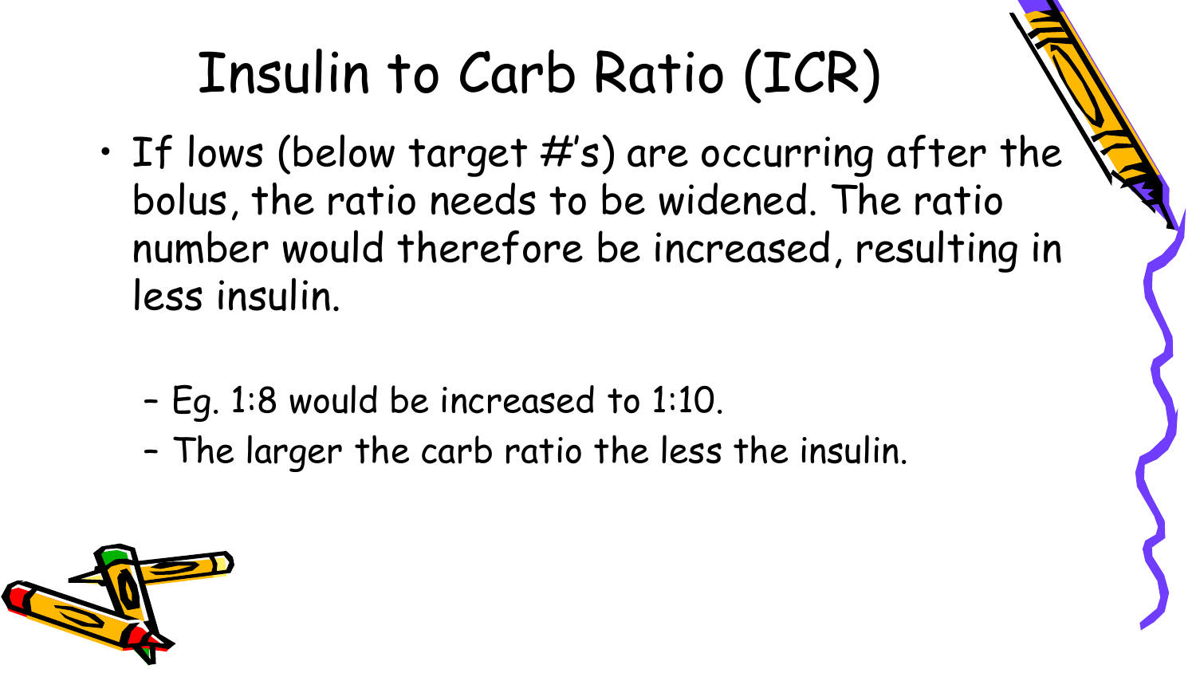# Insulin to Carb Ratio (ICR)

- If lows (below target #'s) are occurring after the bolus, the ratio needs to be widened. The ratio number would therefore be increased, resulting in less insulin.
  - Eg. 1:8 would be increased to 1:10.
  - The larger the carb ratio the less the insulin.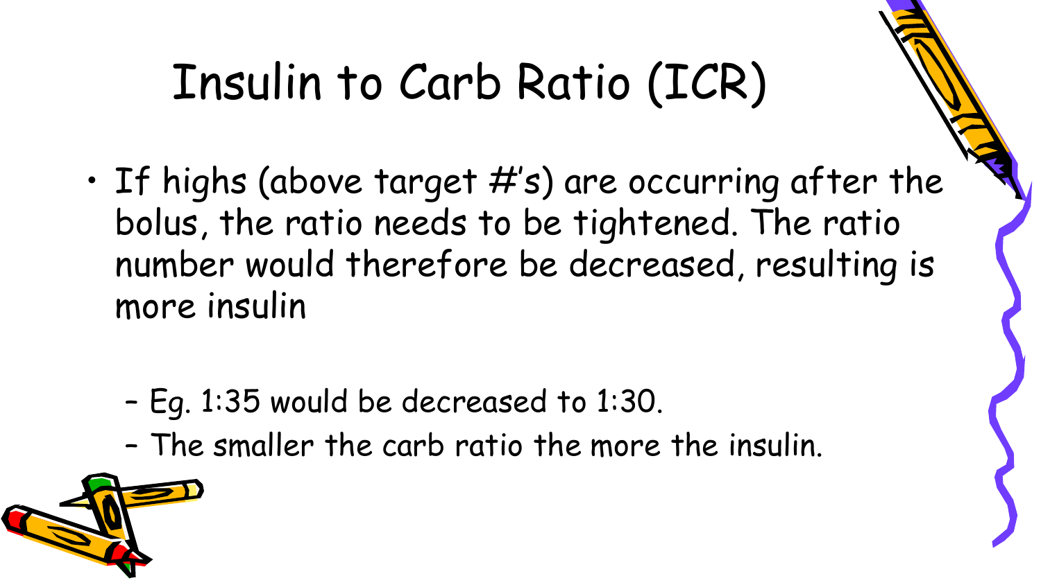# Insulin to Carb Ratio (ICR)

- If highs (above target #'s) are occurring after the bolus, the ratio needs to be tightened. The ratio number would therefore be decreased, resulting is more insulin
  - Eg. 1:35 would be decreased to 1:30.
  - The smaller the carb ratio the more the insulin.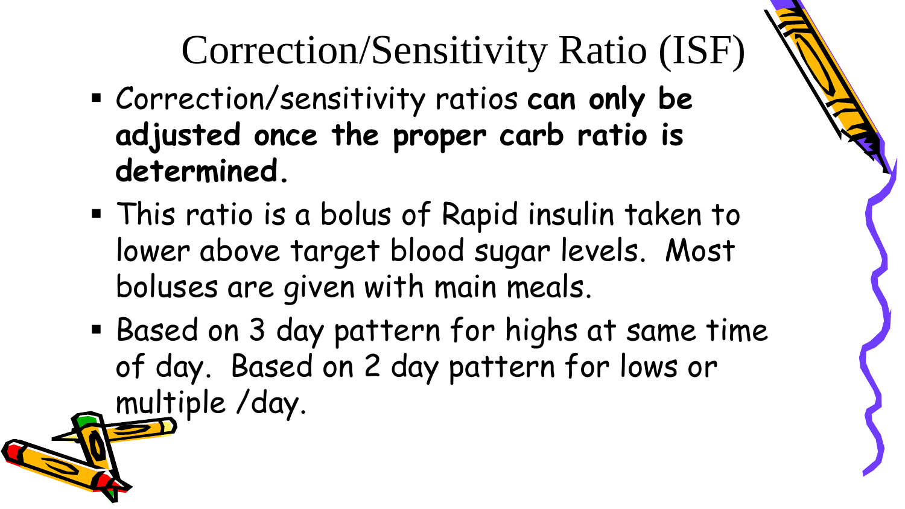# Correction/Sensitivity Ratio (ISF)

- Correction/sensitivity ratios **can only be adjusted once the proper carb ratio is determined.**
- This ratio is a bolus of Rapid insulin taken to lower above target blood sugar levels. Most boluses are given with main meals.
- Based on 3 day pattern for highs at same time of day. Based on 2 day pattern for lows or multiple /day.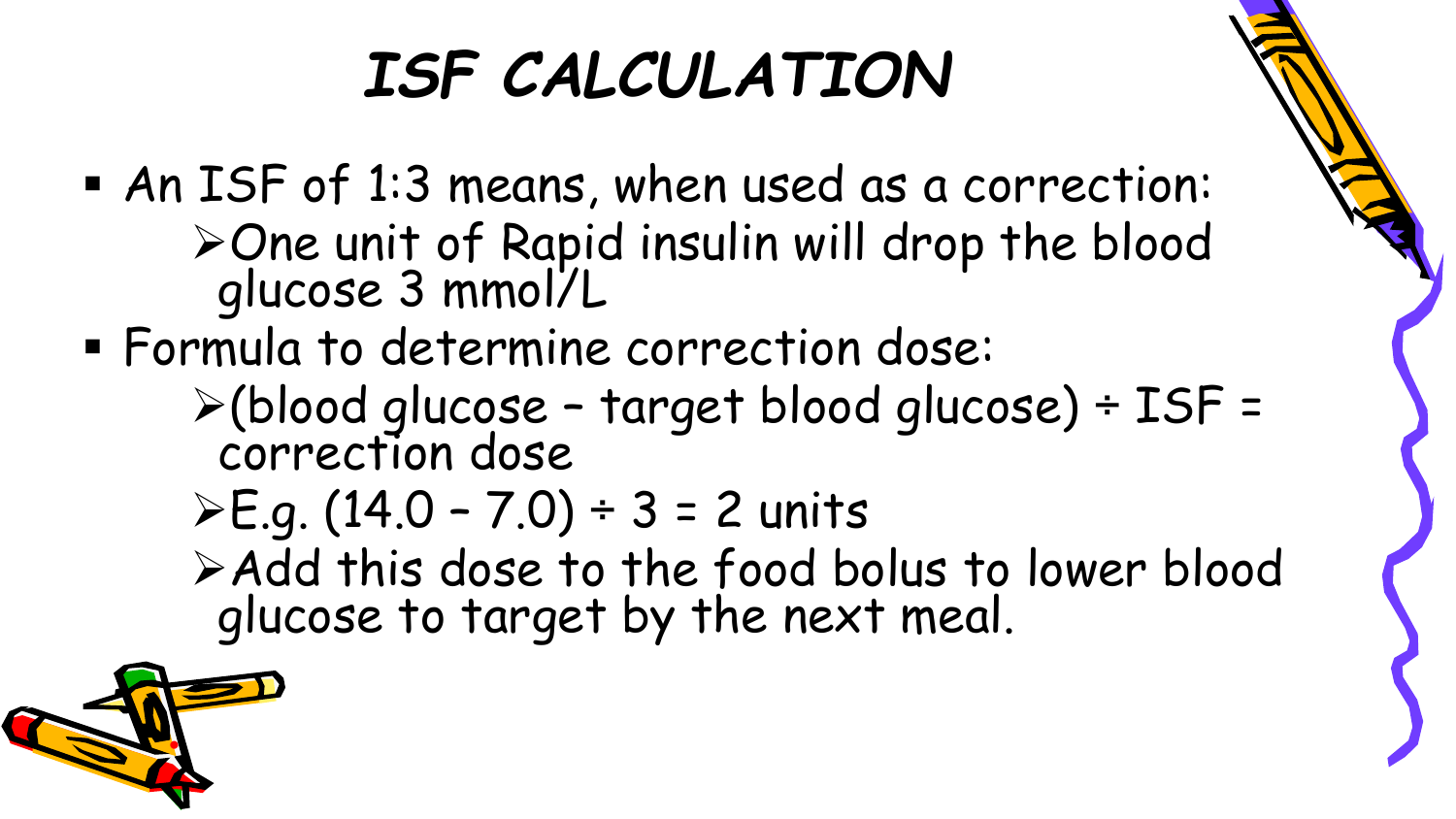# ISF CALCULATION

- An ISF of 1:3 means, when used as a correction:
  - One unit of Rapid insulin will drop the blood glucose 3 mmol/L
- Formula to determine correction dose:
  - (blood glucose – target blood glucose) ÷ ISF = correction dose
  - E.g. (14.0 – 7.0) ÷ 3 = 2 units
  - Add this dose to the food bolus to lower blood glucose to target by the next meal.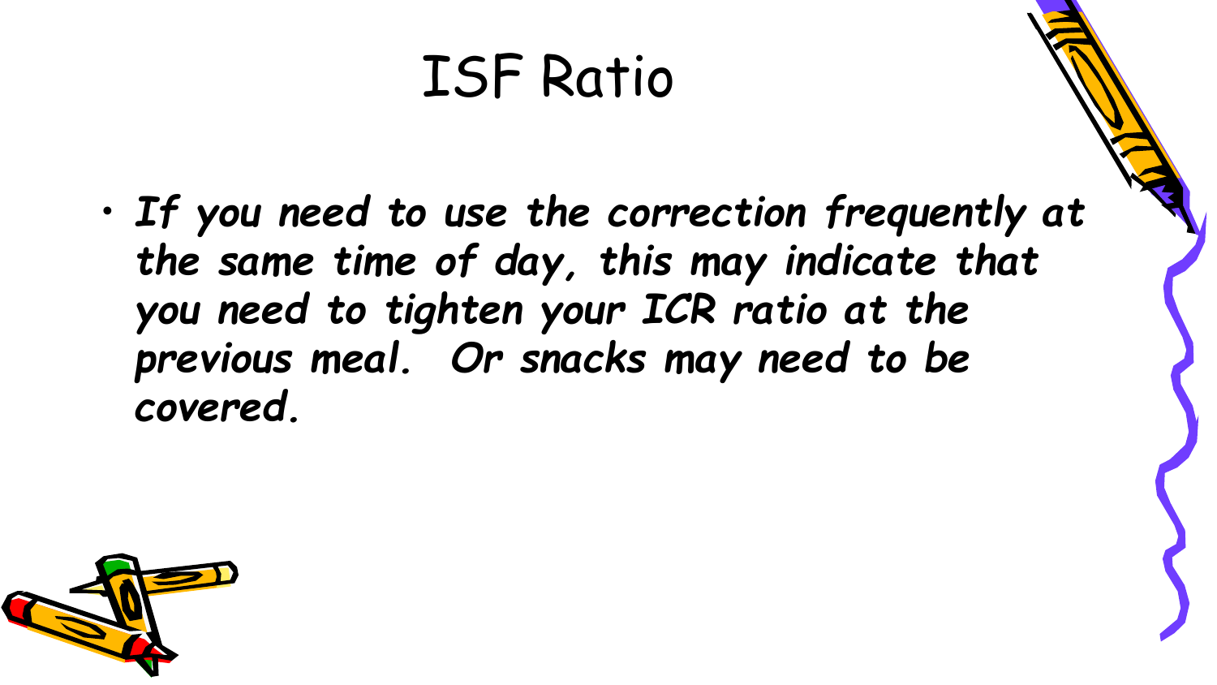# ISF Ratio

- ***If you need to use the correction frequently at the same time of day, this may indicate that you need to tighten your ICR ratio at the previous meal. Or snacks may need to be covered.***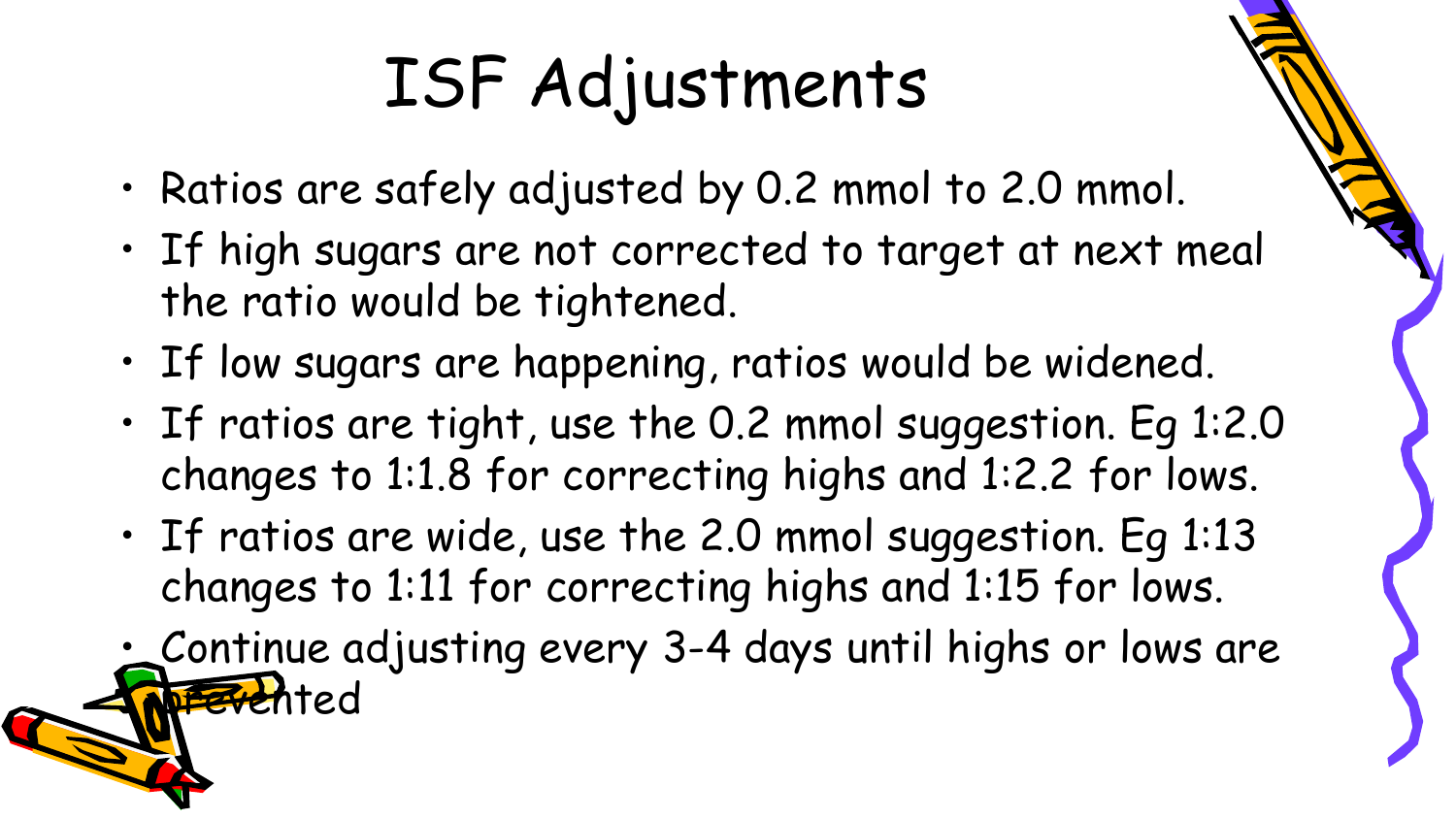# ISF Adjustments

- Ratios are safely adjusted by 0.2 mmol to 2.0 mmol.
- If high sugars are not corrected to target at next meal the ratio would be tightened.
- If low sugars are happening, ratios would be widened.
- If ratios are tight, use the 0.2 mmol suggestion. Eg 1:2.0 changes to 1:1.8 for correcting highs and 1:2.2 for lows.
- If ratios are wide, use the 2.0 mmol suggestion. Eg 1:13 changes to 1:11 for correcting highs and 1:15 for lows.
- Continue adjusting every 3-4 days until highs or lows are prevented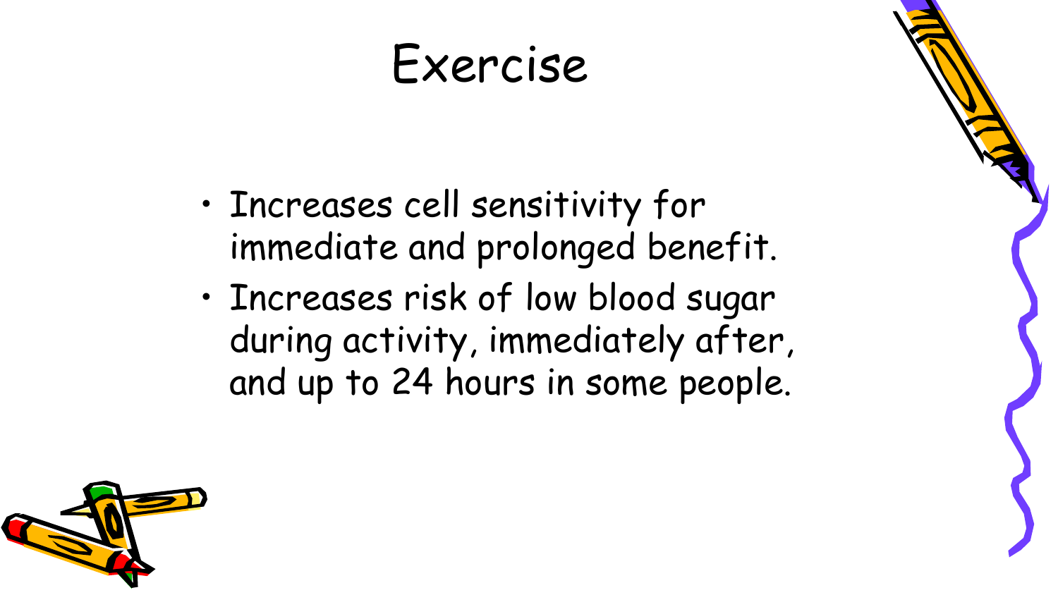# Exercise

- Increases cell sensitivity for immediate and prolonged benefit.
- Increases risk of low blood sugar during activity, immediately after, and up to 24 hours in some people.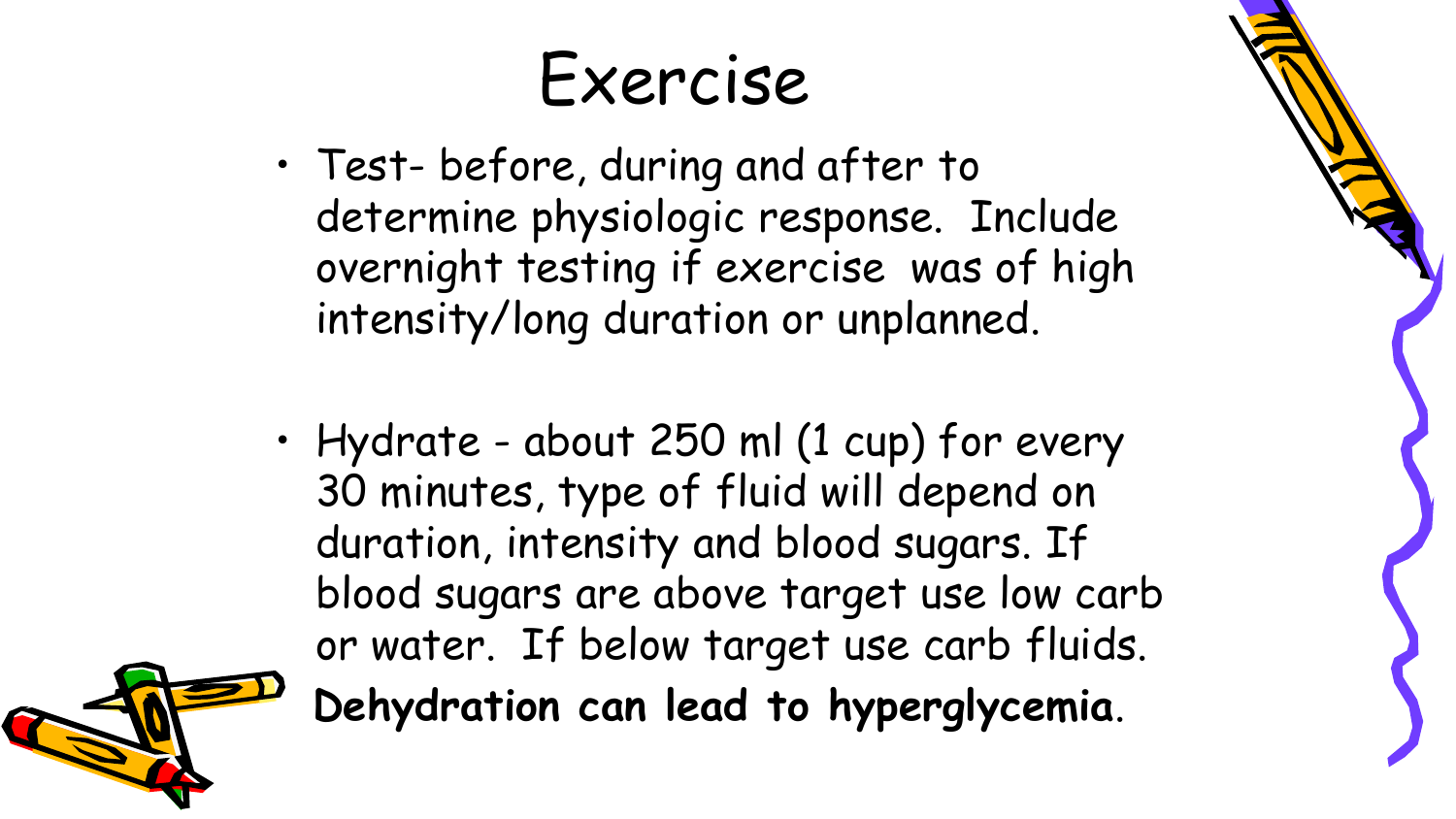# Exercise

- Test- before, during and after to determine physiologic response. Include overnight testing if exercise was of high intensity/long duration or unplanned.

- Hydrate - about 250 ml (1 cup) for every 30 minutes, type of fluid will depend on duration, intensity and blood sugars. If blood sugars are above target use low carb or water. If below target use carb fluids. **Dehydration can lead to hyperglycemia**.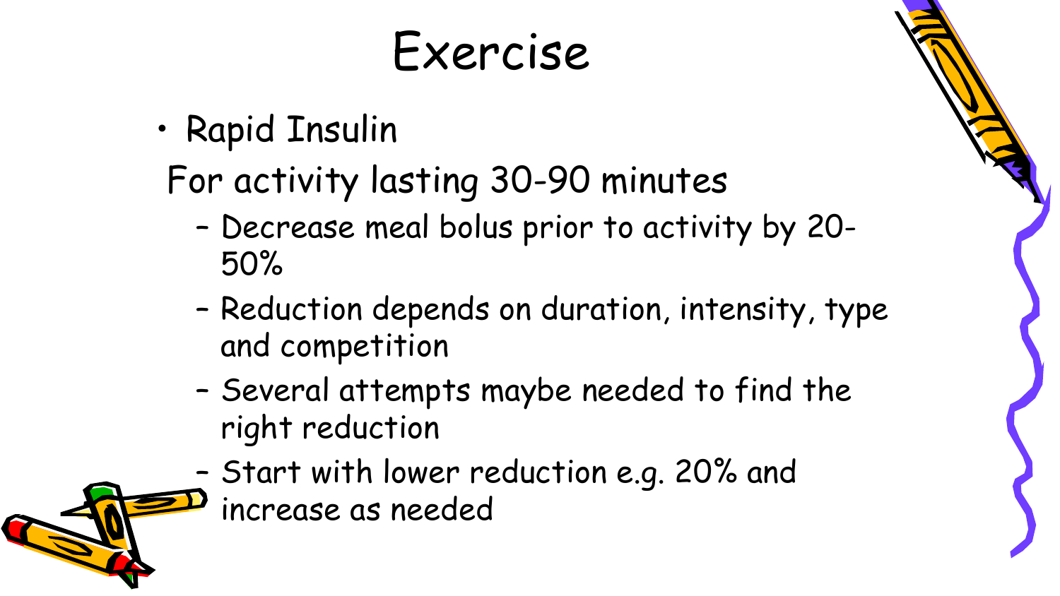# Exercise

- Rapid Insulin

  For activity lasting 30-90 minutes

  - Decrease meal bolus prior to activity by 20-50%
  - Reduction depends on duration, intensity, type and competition
  - Several attempts maybe needed to find the right reduction
  - Start with lower reduction e.g. 20% and increase as needed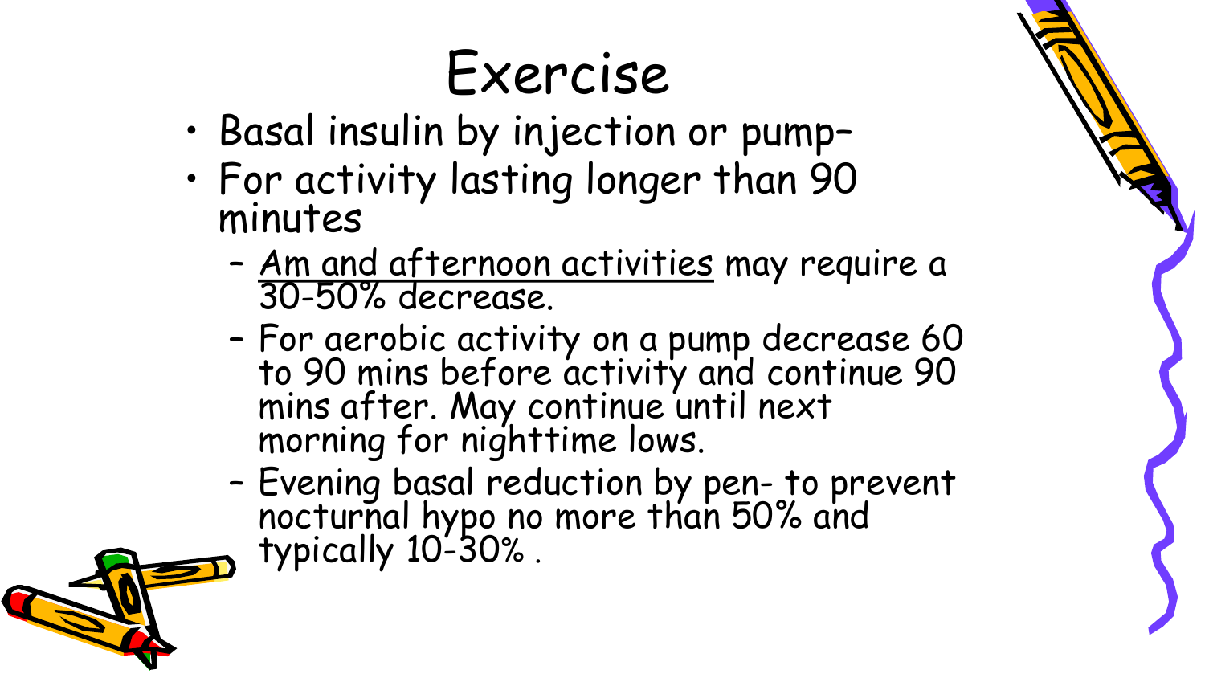# Exercise

- Basal insulin by injection or pump–
- For activity lasting longer than 90 minutes
  - Am and afternoon activities may require a 30-50% decrease.
  - For aerobic activity on a pump decrease 60 to 90 mins before activity and continue 90 mins after. May continue until next morning for nighttime lows.
  - Evening basal reduction by pen- to prevent nocturnal hypo no more than 50% and typically 10-30% .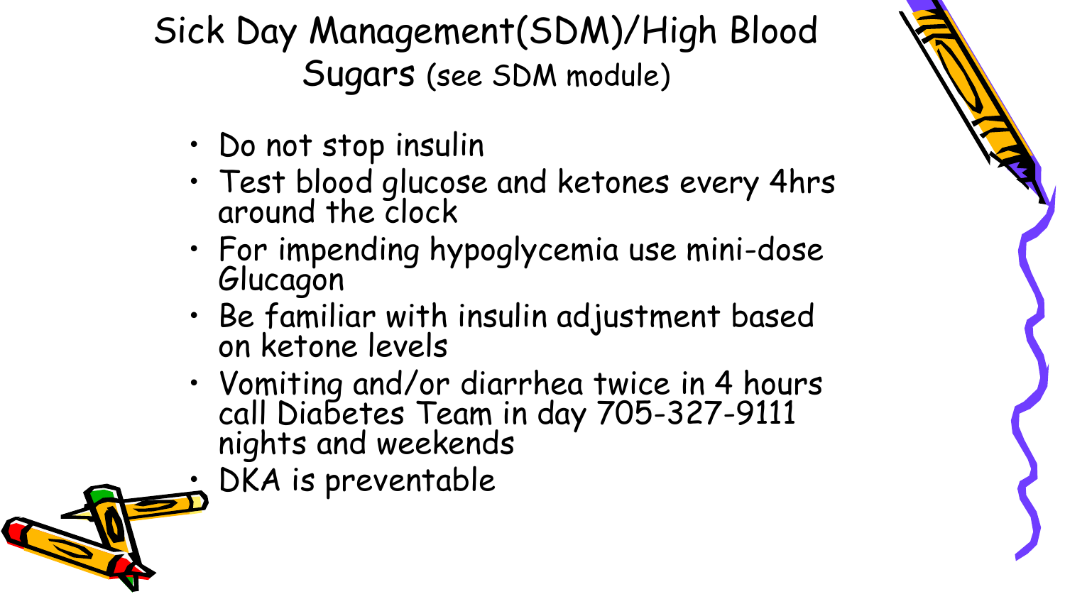# Sick Day Management(SDM)/High Blood Sugars (see SDM module)

- Do not stop insulin
- Test blood glucose and ketones every 4hrs around the clock
- For impending hypoglycemia use mini-dose Glucagon
- Be familiar with insulin adjustment based on ketone levels
- Vomiting and/or diarrhea twice in 4 hours call Diabetes Team in day 705-327-9111 nights and weekends
- DKA is preventable